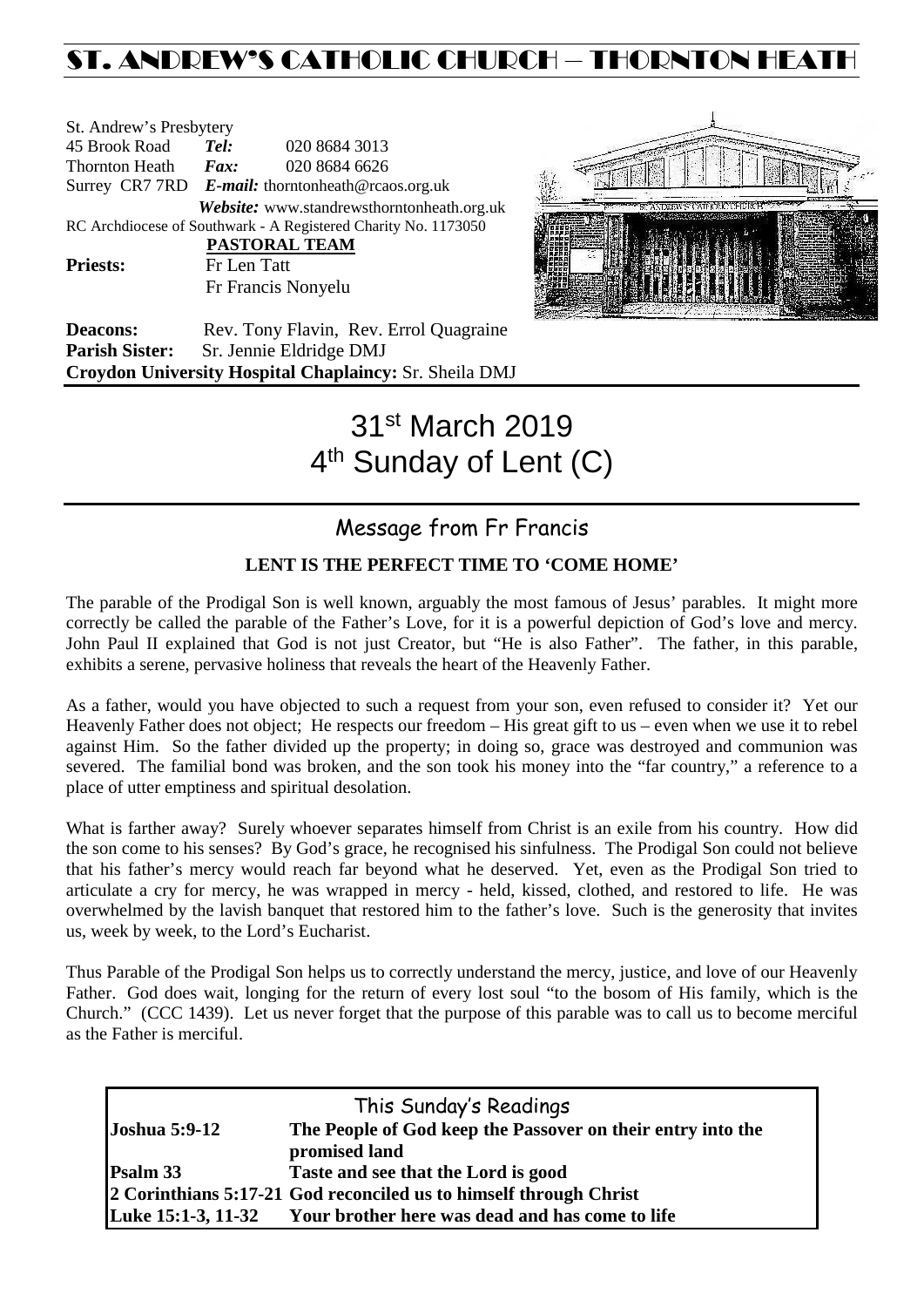# ST. ANDREW'S CATHOLIC CHURCH – THORNTON HEATH

St. Andrew's Presbytery
45 Brook Road **Tel:** 020 8684 3013
Thornton Heath **Fax:** 020 8684 6626
Surrey CR7 7RD **E-mail:** thorntonheath@rcaos.org.uk
**Website:** www.standrewsthorntonheath.org.uk
RC Archdiocese of Southwark - A Registered Charity No. 1173050

**PASTORAL TEAM**

**Priests:** Fr Len Tatt
Fr Francis Nonyelu

**Deacons:** Rev. Tony Flavin, Rev. Errol Quagraine
**Parish Sister:** Sr. Jennie Eldridge DMJ
**Croydon University Hospital Chaplaincy:** Sr. Sheila DMJ

# 31st March 2019
# 4th Sunday of Lent (C)

## Message from Fr Francis

**LENT IS THE PERFECT TIME TO 'COME HOME'**

The parable of the Prodigal Son is well known, arguably the most famous of Jesus' parables. It might more correctly be called the parable of the Father's Love, for it is a powerful depiction of God's love and mercy. John Paul II explained that God is not just Creator, but "He is also Father". The father, in this parable, exhibits a serene, pervasive holiness that reveals the heart of the Heavenly Father.

As a father, would you have objected to such a request from your son, even refused to consider it? Yet our Heavenly Father does not object; He respects our freedom – His great gift to us – even when we use it to rebel against Him. So the father divided up the property; in doing so, grace was destroyed and communion was severed. The familial bond was broken, and the son took his money into the "far country," a reference to a place of utter emptiness and spiritual desolation.

What is farther away? Surely whoever separates himself from Christ is an exile from his country. How did the son come to his senses? By God's grace, he recognised his sinfulness. The Prodigal Son could not believe that his father's mercy would reach far beyond what he deserved. Yet, even as the Prodigal Son tried to articulate a cry for mercy, he was wrapped in mercy - held, kissed, clothed, and restored to life. He was overwhelmed by the lavish banquet that restored him to the father's love. Such is the generosity that invites us, week by week, to the Lord's Eucharist.

Thus Parable of the Prodigal Son helps us to correctly understand the mercy, justice, and love of our Heavenly Father. God does wait, longing for the return of every lost soul "to the bosom of His family, which is the Church." (CCC 1439). Let us never forget that the purpose of this parable was to call us to become merciful as the Father is merciful.

## This Sunday's Readings

| | |
|---|---|
| **Joshua 5:9-12** | **The People of God keep the Passover on their entry into the promised land** |
| **Psalm 33** | **Taste and see that the Lord is good** |
| **2 Corinthians 5:17-21** | **God reconciled us to himself through Christ** |
| **Luke 15:1-3, 11-32** | **Your brother here was dead and has come to life** |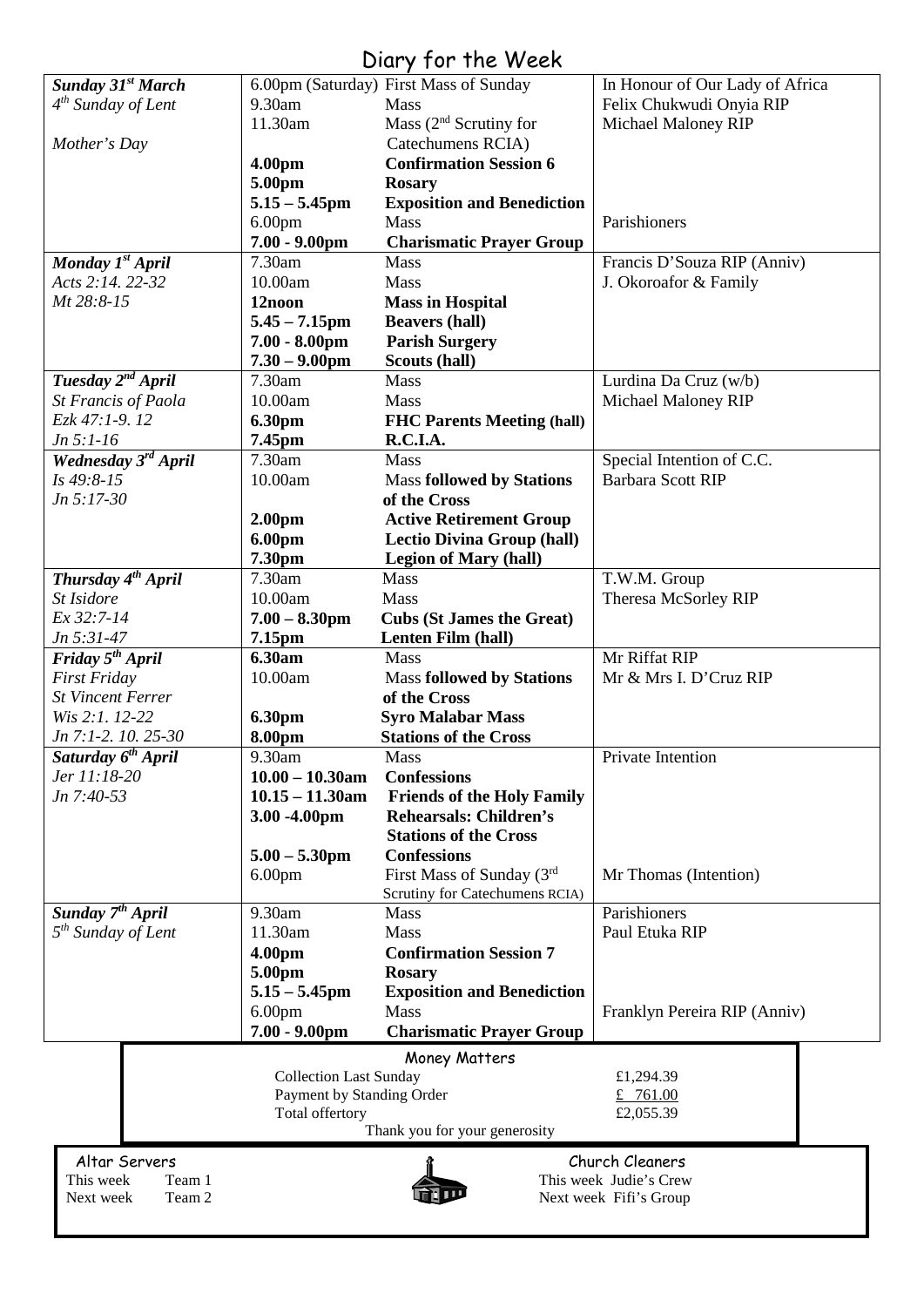# Diary for the Week

| Day | Time | Event | Intention |
|---|---|---|---|
| ***Sunday 31st March*** | 6.00pm (Saturday) | First Mass of Sunday | In Honour of Our Lady of Africa |
| *4th Sunday of Lent* | 9.30am | Mass | Felix Chukwudi Onyia RIP |
| | 11.30am | Mass (2nd Scrutiny for Catechumens RCIA) | Michael Maloney RIP |
| *Mother's Day* | **4.00pm** | **Confirmation Session 6** | |
| | **5.00pm** | **Rosary** | |
| | **5.15 – 5.45pm** | **Exposition and Benediction** | |
| | 6.00pm | Mass | Parishioners |
| | **7.00 - 9.00pm** | **Charismatic Prayer Group** | |
| ***Monday 1st April*** | 7.30am | Mass | Francis D'Souza RIP (Anniv) |
| *Acts 2:14. 22-32* | 10.00am | Mass | J. Okoroafor & Family |
| *Mt 28:8-15* | **12noon** | **Mass in Hospital** | |
| | **5.45 – 7.15pm** | **Beavers (hall)** | |
| | **7.00 - 8.00pm** | **Parish Surgery** | |
| | **7.30 – 9.00pm** | **Scouts (hall)** | |
| ***Tuesday 2nd April*** | 7.30am | Mass | Lurdina Da Cruz (w/b) |
| *St Francis of Paola* | 10.00am | Mass | Michael Maloney RIP |
| *Ezk 47:1-9. 12* | **6.30pm** | **FHC Parents Meeting (hall)** | |
| *Jn 5:1-16* | **7.45pm** | **R.C.I.A.** | |
| ***Wednesday 3rd April*** | 7.30am | Mass | Special Intention of C.C. |
| *Is 49:8-15* | 10.00am | Mass **followed by Stations of the Cross** | Barbara Scott RIP |
| *Jn 5:17-30* | **2.00pm** | **Active Retirement Group** | |
| | **6.00pm** | **Lectio Divina Group (hall)** | |
| | **7.30pm** | **Legion of Mary (hall)** | |
| ***Thursday 4th April*** | 7.30am | Mass | T.W.M. Group |
| *St Isidore* | 10.00am | Mass | Theresa McSorley RIP |
| *Ex 32:7-14* | **7.00 – 8.30pm** | **Cubs (St James the Great)** | |
| *Jn 5:31-47* | **7.15pm** | **Lenten Film (hall)** | |
| ***Friday 5th April*** | **6.30am** | Mass | Mr Riffat RIP |
| *First Friday* | 10.00am | Mass **followed by Stations of the Cross** | Mr & Mrs I. D'Cruz RIP |
| *St Vincent Ferrer* | | | |
| *Wis 2:1. 12-22* | **6.30pm** | **Syro Malabar Mass** | |
| *Jn 7:1-2. 10. 25-30* | **8.00pm** | **Stations of the Cross** | |
| ***Saturday 6th April*** | 9.30am | Mass | Private Intention |
| *Jer 11:18-20* | **10.00 – 10.30am** | **Confessions** | |
| *Jn 7:40-53* | **10.15 – 11.30am** | **Friends of the Holy Family** | |
| | **3.00 -4.00pm** | **Rehearsals: Children's Stations of the Cross** | |
| | **5.00 – 5.30pm** | **Confessions** | |
| | 6.00pm | First Mass of Sunday (3rd Scrutiny for Catechumens RCIA) | Mr Thomas (Intention) |
| ***Sunday 7th April*** | 9.30am | Mass | Parishioners |
| *5th Sunday of Lent* | 11.30am | Mass | Paul Etuka RIP |
| | **4.00pm** | **Confirmation Session 7** | |
| | **5.00pm** | **Rosary** | |
| | **5.15 – 5.45pm** | **Exposition and Benediction** | |
| | 6.00pm | Mass | Franklyn Pereira RIP (Anniv) |
| | **7.00 - 9.00pm** | **Charismatic Prayer Group** | |

## Money Matters

| | |
|---|---|
| Collection Last Sunday | £1,294.39 |
| Payment by Standing Order | £ 761.00 |
| Total offertory | £2,055.39 |

Thank you for your generosity

**Altar Servers**
This week Team 1
Next week Team 2

**Church Cleaners**
This week Judie's Crew
Next week Fifi's Group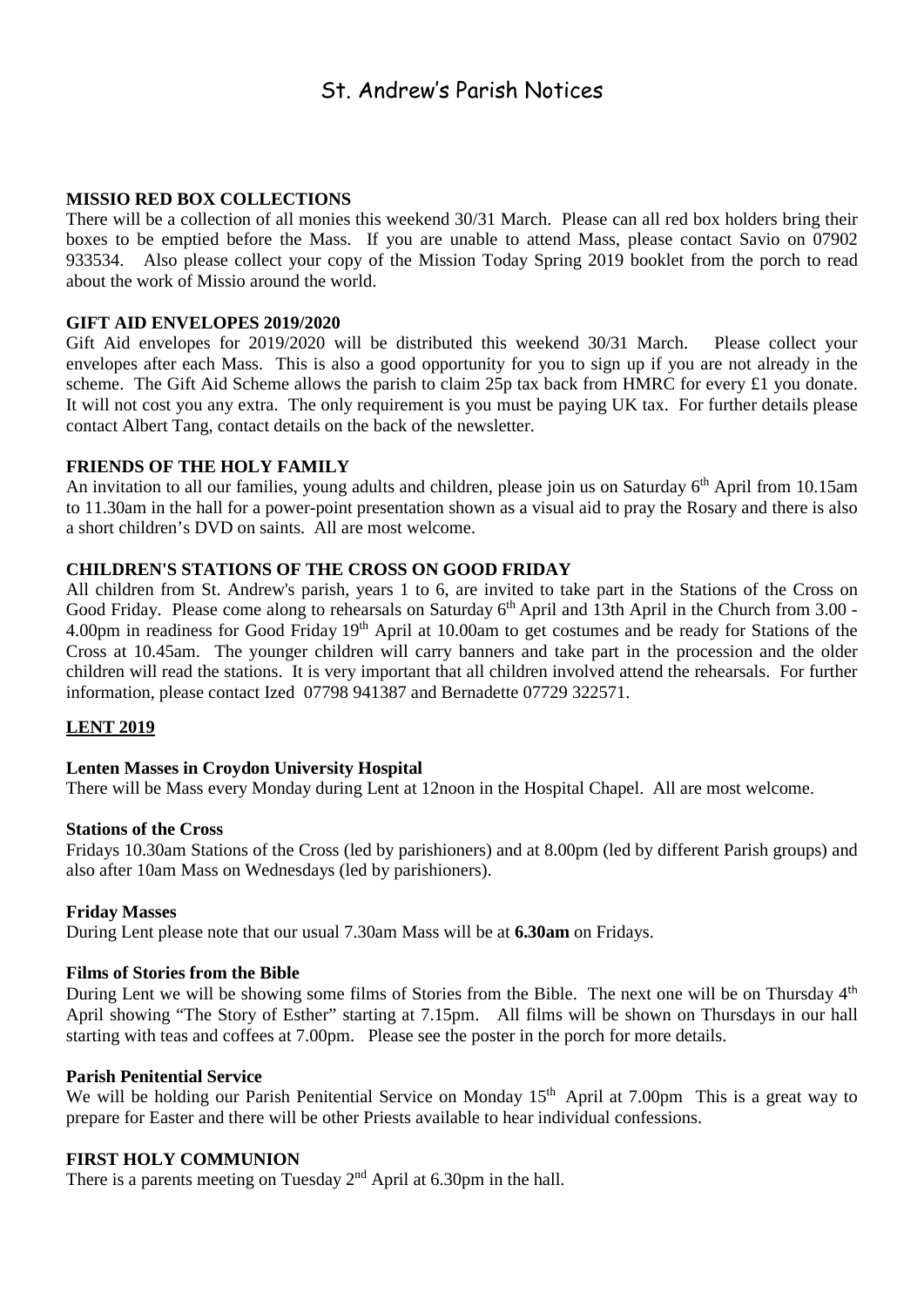# St. Andrew's Parish Notices

**MISSIO RED BOX COLLECTIONS**

There will be a collection of all monies this weekend 30/31 March. Please can all red box holders bring their boxes to be emptied before the Mass. If you are unable to attend Mass, please contact Savio on 07902 933534. Also please collect your copy of the Mission Today Spring 2019 booklet from the porch to read about the work of Missio around the world.

**GIFT AID ENVELOPES 2019/2020**

Gift Aid envelopes for 2019/2020 will be distributed this weekend 30/31 March. Please collect your envelopes after each Mass. This is also a good opportunity for you to sign up if you are not already in the scheme. The Gift Aid Scheme allows the parish to claim 25p tax back from HMRC for every £1 you donate. It will not cost you any extra. The only requirement is you must be paying UK tax. For further details please contact Albert Tang, contact details on the back of the newsletter.

**FRIENDS OF THE HOLY FAMILY**

An invitation to all our families, young adults and children, please join us on Saturday 6th April from 10.15am to 11.30am in the hall for a power-point presentation shown as a visual aid to pray the Rosary and there is also a short children's DVD on saints. All are most welcome.

**CHILDREN'S STATIONS OF THE CROSS ON GOOD FRIDAY**

All children from St. Andrew's parish, years 1 to 6, are invited to take part in the Stations of the Cross on Good Friday. Please come along to rehearsals on Saturday 6th April and 13th April in the Church from 3.00 - 4.00pm in readiness for Good Friday 19th April at 10.00am to get costumes and be ready for Stations of the Cross at 10.45am. The younger children will carry banners and take part in the procession and the older children will read the stations. It is very important that all children involved attend the rehearsals. For further information, please contact Ized 07798 941387 and Bernadette 07729 322571.

**LENT 2019**

**Lenten Masses in Croydon University Hospital**

There will be Mass every Monday during Lent at 12noon in the Hospital Chapel. All are most welcome.

**Stations of the Cross**

Fridays 10.30am Stations of the Cross (led by parishioners) and at 8.00pm (led by different Parish groups) and also after 10am Mass on Wednesdays (led by parishioners).

**Friday Masses**

During Lent please note that our usual 7.30am Mass will be at **6.30am** on Fridays.

**Films of Stories from the Bible**

During Lent we will be showing some films of Stories from the Bible. The next one will be on Thursday 4th April showing "The Story of Esther" starting at 7.15pm. All films will be shown on Thursdays in our hall starting with teas and coffees at 7.00pm. Please see the poster in the porch for more details.

**Parish Penitential Service**

We will be holding our Parish Penitential Service on Monday 15th April at 7.00pm This is a great way to prepare for Easter and there will be other Priests available to hear individual confessions.

**FIRST HOLY COMMUNION**

There is a parents meeting on Tuesday 2nd April at 6.30pm in the hall.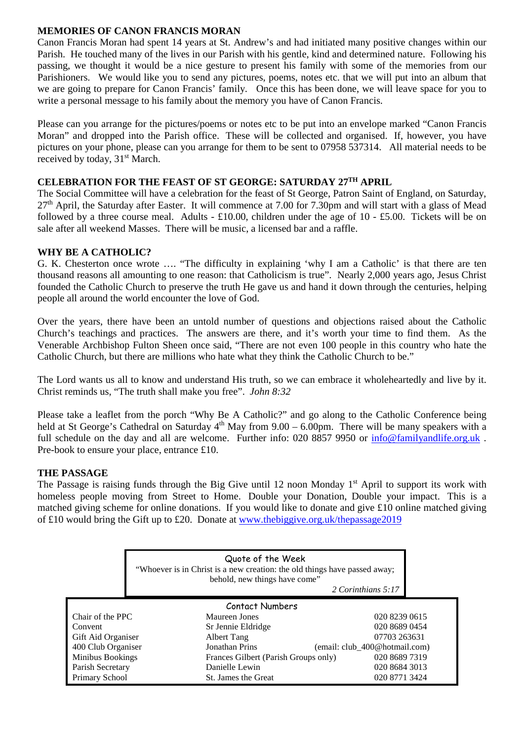## MEMORIES OF CANON FRANCIS MORAN

Canon Francis Moran had spent 14 years at St. Andrew's and had initiated many positive changes within our Parish. He touched many of the lives in our Parish with his gentle, kind and determined nature. Following his passing, we thought it would be a nice gesture to present his family with some of the memories from our Parishioners. We would like you to send any pictures, poems, notes etc. that we will put into an album that we are going to prepare for Canon Francis' family. Once this has been done, we will leave space for you to write a personal message to his family about the memory you have of Canon Francis.

Please can you arrange for the pictures/poems or notes etc to be put into an envelope marked "Canon Francis Moran" and dropped into the Parish office. These will be collected and organised. If, however, you have pictures on your phone, please can you arrange for them to be sent to 07958 537314. All material needs to be received by today, 31st March.

## CELEBRATION FOR THE FEAST OF ST GEORGE: SATURDAY 27TH APRIL

The Social Committee will have a celebration for the feast of St George, Patron Saint of England, on Saturday, 27th April, the Saturday after Easter. It will commence at 7.00 for 7.30pm and will start with a glass of Mead followed by a three course meal. Adults - £10.00, children under the age of 10 - £5.00. Tickets will be on sale after all weekend Masses. There will be music, a licensed bar and a raffle.

## WHY BE A CATHOLIC?

G. K. Chesterton once wrote …. "The difficulty in explaining 'why I am a Catholic' is that there are ten thousand reasons all amounting to one reason: that Catholicism is true". Nearly 2,000 years ago, Jesus Christ founded the Catholic Church to preserve the truth He gave us and hand it down through the centuries, helping people all around the world encounter the love of God.

Over the years, there have been an untold number of questions and objections raised about the Catholic Church's teachings and practices. The answers are there, and it's worth your time to find them. As the Venerable Archbishop Fulton Sheen once said, "There are not even 100 people in this country who hate the Catholic Church, but there are millions who hate what they think the Catholic Church to be."

The Lord wants us all to know and understand His truth, so we can embrace it wholeheartedly and live by it. Christ reminds us, "The truth shall make you free". *John 8:32*

Please take a leaflet from the porch "Why Be A Catholic?" and go along to the Catholic Conference being held at St George's Cathedral on Saturday 4th May from 9.00 – 6.00pm. There will be many speakers with a full schedule on the day and all are welcome. Further info: 020 8857 9950 or info@familyandlife.org.uk . Pre-book to ensure your place, entrance £10.

## THE PASSAGE

The Passage is raising funds through the Big Give until 12 noon Monday 1st April to support its work with homeless people moving from Street to Home. Double your Donation, Double your impact. This is a matched giving scheme for online donations. If you would like to donate and give £10 online matched giving of £10 would bring the Gift up to £20. Donate at www.thebiggive.org.uk/thepassage2019

Quote of the Week

"Whoever is in Christ is a new creation: the old things have passed away; behold, new things have come"

*2 Corinthians 5:17*

Contact Numbers

| | | |
|---|---|---|
| Chair of the PPC | Maureen Jones | 020 8239 0615 |
| Convent | Sr Jennie Eldridge | 020 8689 0454 |
| Gift Aid Organiser | Albert Tang | 07703 263631 |
| 400 Club Organiser | Jonathan Prins | (email: club_400@hotmail.com) |
| Minibus Bookings | Frances Gilbert (Parish Groups only) | 020 8689 7319 |
| Parish Secretary | Danielle Lewin | 020 8684 3013 |
| Primary School | St. James the Great | 020 8771 3424 |